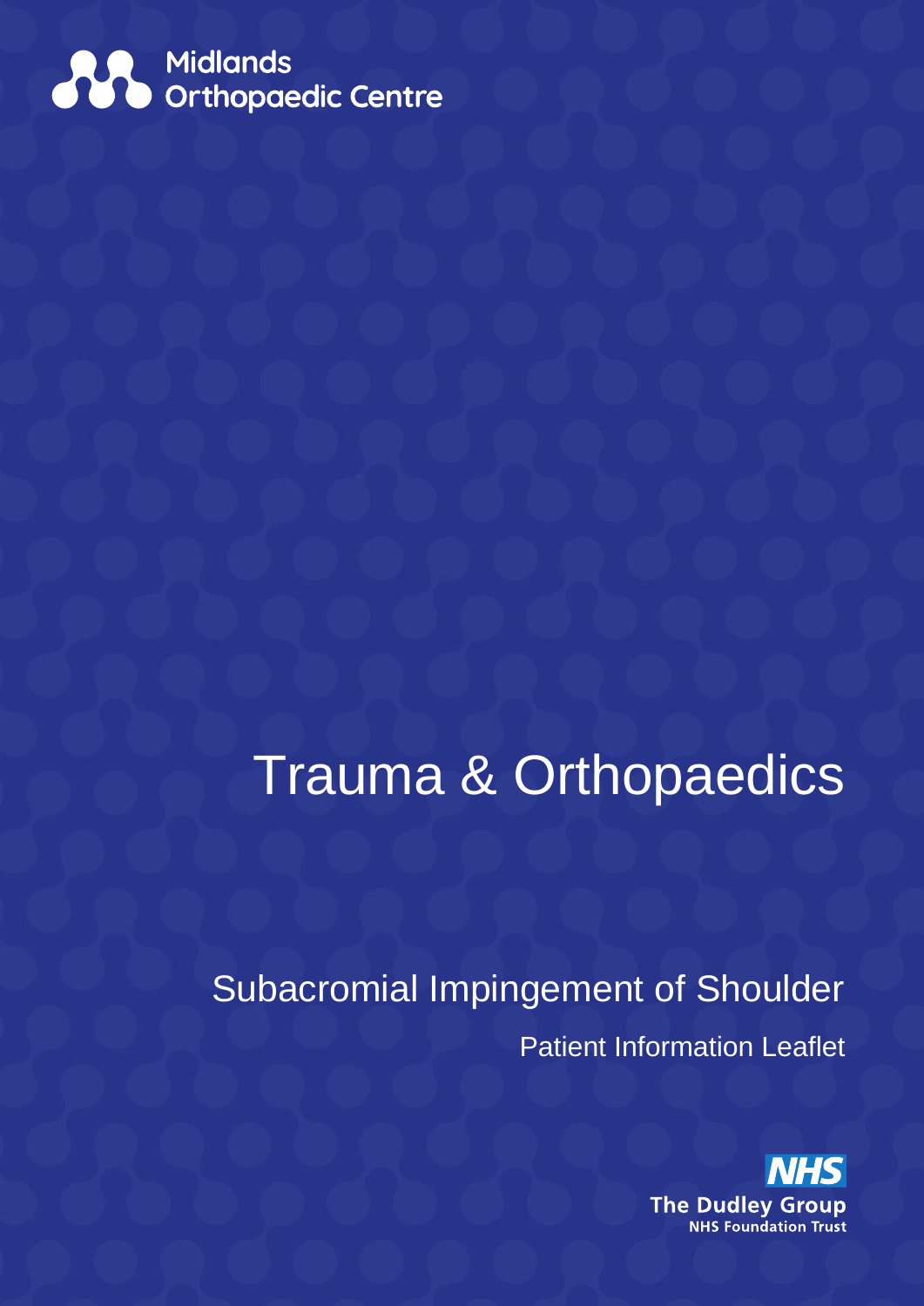Midlands Orthopaedic Centre

# Trauma & Orthopaedics

## Subacromial Impingement of Shoulder

Patient Information Leaflet

NHS

The Dudley Group

NHS Foundation Trust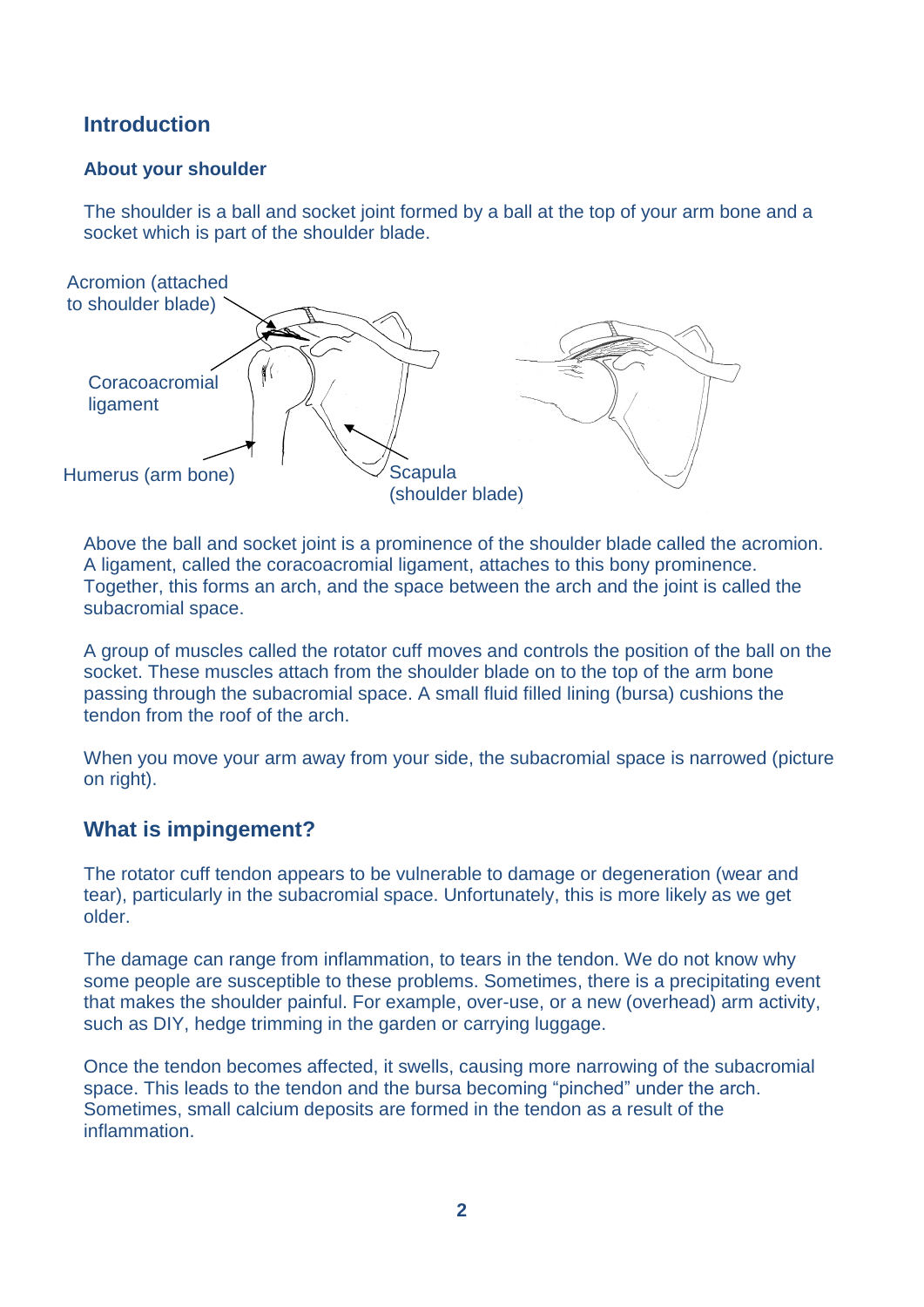## Introduction

### About your shoulder

The shoulder is a ball and socket joint formed by a ball at the top of your arm bone and a socket which is part of the shoulder blade.

Acromion (attached to shoulder blade)

Coracoacromial ligament

Humerus (arm bone)

Scapula (shoulder blade)

Above the ball and socket joint is a prominence of the shoulder blade called the acromion. A ligament, called the coracoacromial ligament, attaches to this bony prominence. Together, this forms an arch, and the space between the arch and the joint is called the subacromial space.

A group of muscles called the rotator cuff moves and controls the position of the ball on the socket. These muscles attach from the shoulder blade on to the top of the arm bone passing through the subacromial space. A small fluid filled lining (bursa) cushions the tendon from the roof of the arch.

When you move your arm away from your side, the subacromial space is narrowed (picture on right).

## What is impingement?

The rotator cuff tendon appears to be vulnerable to damage or degeneration (wear and tear), particularly in the subacromial space. Unfortunately, this is more likely as we get older.

The damage can range from inflammation, to tears in the tendon. We do not know why some people are susceptible to these problems. Sometimes, there is a precipitating event that makes the shoulder painful. For example, over-use, or a new (overhead) arm activity, such as DIY, hedge trimming in the garden or carrying luggage.

Once the tendon becomes affected, it swells, causing more narrowing of the subacromial space. This leads to the tendon and the bursa becoming "pinched" under the arch. Sometimes, small calcium deposits are formed in the tendon as a result of the inflammation.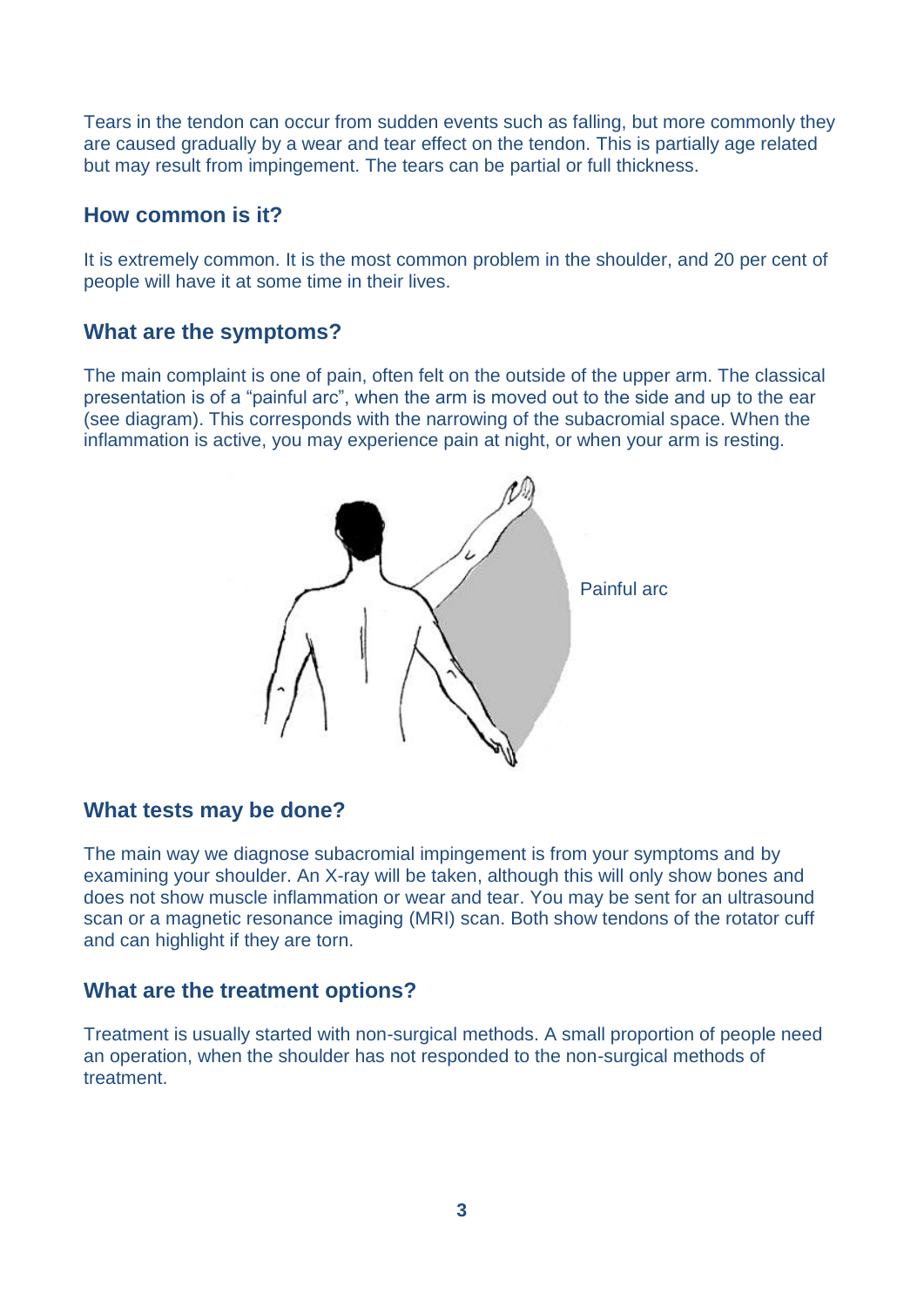Tears in the tendon can occur from sudden events such as falling, but more commonly they are caused gradually by a wear and tear effect on the tendon. This is partially age related but may result from impingement. The tears can be partial or full thickness.

## How common is it?

It is extremely common. It is the most common problem in the shoulder, and 20 per cent of people will have it at some time in their lives.

## What are the symptoms?

The main complaint is one of pain, often felt on the outside of the upper arm. The classical presentation is of a "painful arc", when the arm is moved out to the side and up to the ear (see diagram). This corresponds with the narrowing of the subacromial space. When the inflammation is active, you may experience pain at night, or when your arm is resting.

Painful arc

## What tests may be done?

The main way we diagnose subacromial impingement is from your symptoms and by examining your shoulder. An X-ray will be taken, although this will only show bones and does not show muscle inflammation or wear and tear. You may be sent for an ultrasound scan or a magnetic resonance imaging (MRI) scan. Both show tendons of the rotator cuff and can highlight if they are torn.

## What are the treatment options?

Treatment is usually started with non-surgical methods. A small proportion of people need an operation, when the shoulder has not responded to the non-surgical methods of treatment.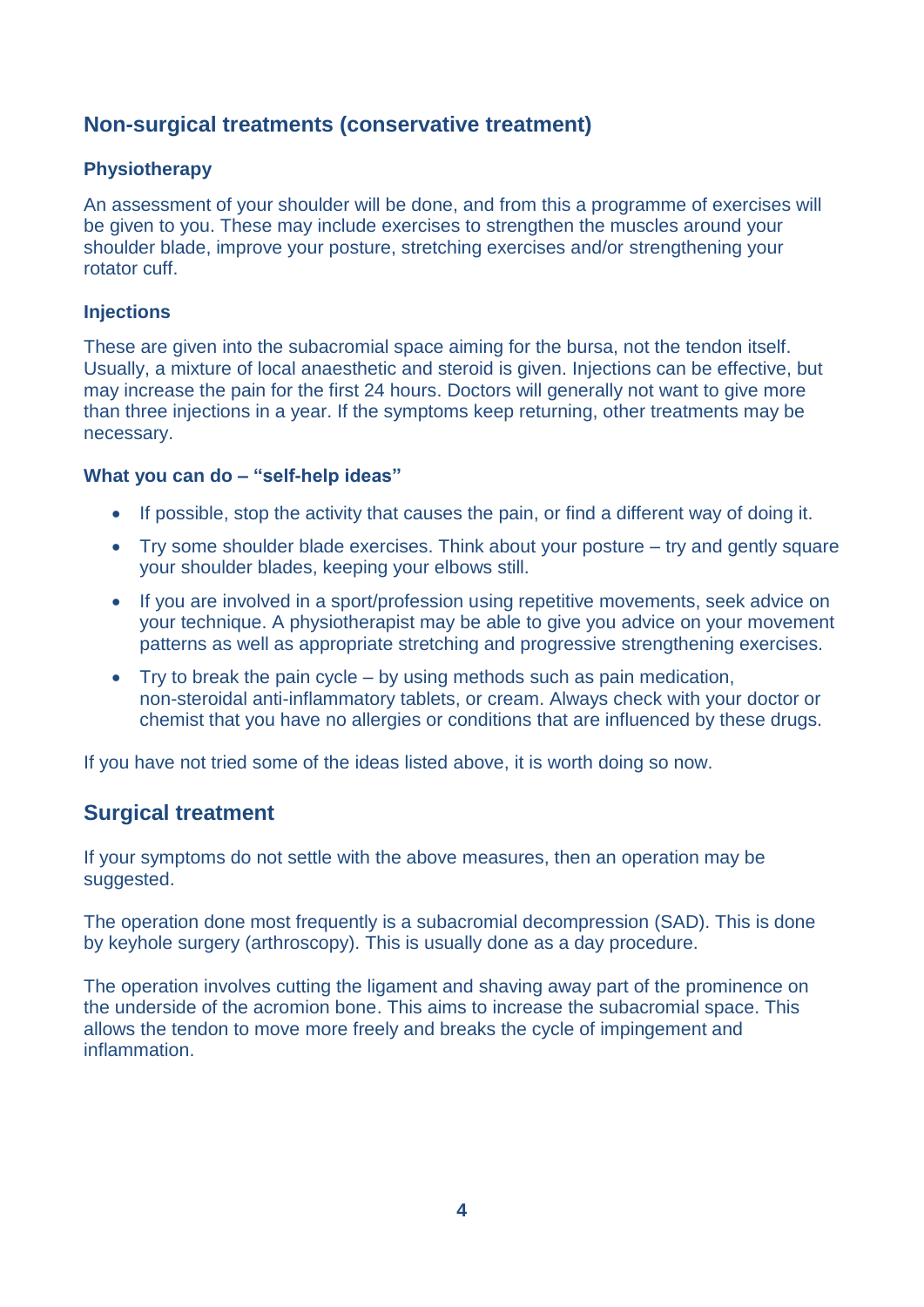## Non-surgical treatments (conservative treatment)

### Physiotherapy

An assessment of your shoulder will be done, and from this a programme of exercises will be given to you. These may include exercises to strengthen the muscles around your shoulder blade, improve your posture, stretching exercises and/or strengthening your rotator cuff.

### Injections

These are given into the subacromial space aiming for the bursa, not the tendon itself. Usually, a mixture of local anaesthetic and steroid is given. Injections can be effective, but may increase the pain for the first 24 hours. Doctors will generally not want to give more than three injections in a year. If the symptoms keep returning, other treatments may be necessary.

### What you can do – "self-help ideas"

- If possible, stop the activity that causes the pain, or find a different way of doing it.
- Try some shoulder blade exercises. Think about your posture – try and gently square your shoulder blades, keeping your elbows still.
- If you are involved in a sport/profession using repetitive movements, seek advice on your technique. A physiotherapist may be able to give you advice on your movement patterns as well as appropriate stretching and progressive strengthening exercises.
- Try to break the pain cycle – by using methods such as pain medication, non-steroidal anti-inflammatory tablets, or cream. Always check with your doctor or chemist that you have no allergies or conditions that are influenced by these drugs.

If you have not tried some of the ideas listed above, it is worth doing so now.

## Surgical treatment

If your symptoms do not settle with the above measures, then an operation may be suggested.

The operation done most frequently is a subacromial decompression (SAD). This is done by keyhole surgery (arthroscopy). This is usually done as a day procedure.

The operation involves cutting the ligament and shaving away part of the prominence on the underside of the acromion bone. This aims to increase the subacromial space. This allows the tendon to move more freely and breaks the cycle of impingement and inflammation.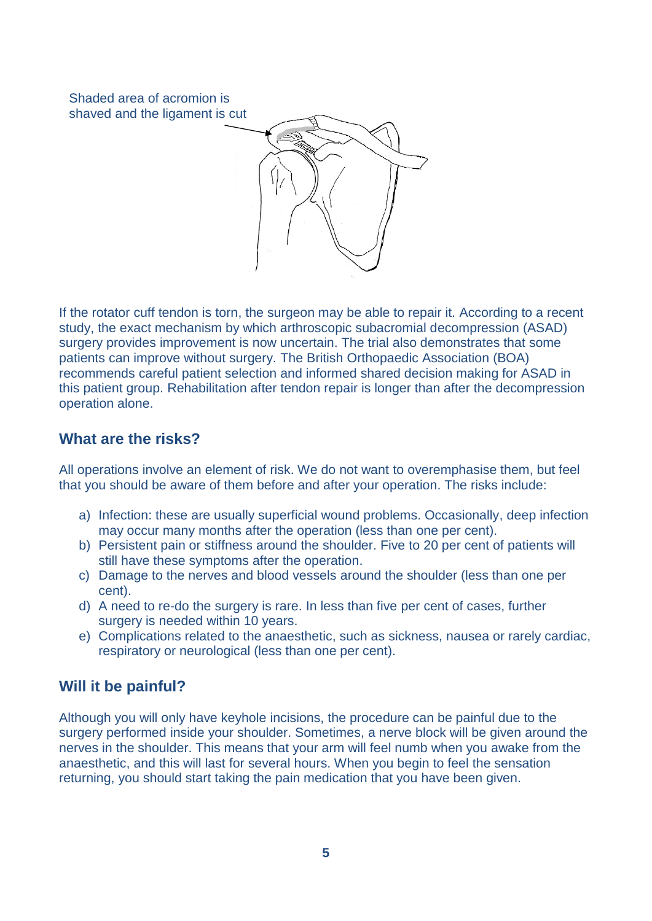Shaded area of acromion is shaved and the ligament is cut

If the rotator cuff tendon is torn, the surgeon may be able to repair it. According to a recent study, the exact mechanism by which arthroscopic subacromial decompression (ASAD) surgery provides improvement is now uncertain. The trial also demonstrates that some patients can improve without surgery. The British Orthopaedic Association (BOA) recommends careful patient selection and informed shared decision making for ASAD in this patient group. Rehabilitation after tendon repair is longer than after the decompression operation alone.

## What are the risks?

All operations involve an element of risk. We do not want to overemphasise them, but feel that you should be aware of them before and after your operation. The risks include:

a) Infection: these are usually superficial wound problems. Occasionally, deep infection may occur many months after the operation (less than one per cent).
b) Persistent pain or stiffness around the shoulder. Five to 20 per cent of patients will still have these symptoms after the operation.
c) Damage to the nerves and blood vessels around the shoulder (less than one per cent).
d) A need to re-do the surgery is rare. In less than five per cent of cases, further surgery is needed within 10 years.
e) Complications related to the anaesthetic, such as sickness, nausea or rarely cardiac, respiratory or neurological (less than one per cent).

## Will it be painful?

Although you will only have keyhole incisions, the procedure can be painful due to the surgery performed inside your shoulder. Sometimes, a nerve block will be given around the nerves in the shoulder. This means that your arm will feel numb when you awake from the anaesthetic, and this will last for several hours. When you begin to feel the sensation returning, you should start taking the pain medication that you have been given.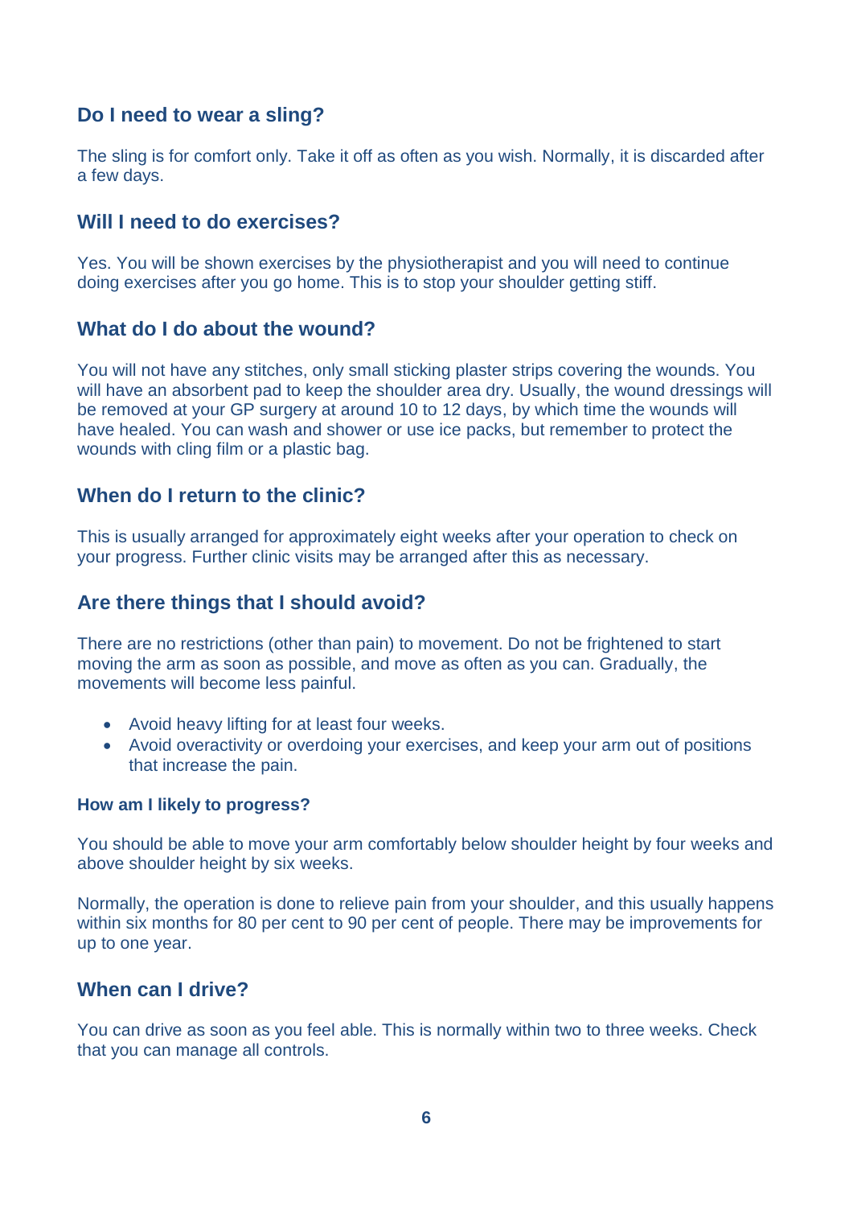## Do I need to wear a sling?

The sling is for comfort only. Take it off as often as you wish. Normally, it is discarded after a few days.

## Will I need to do exercises?

Yes. You will be shown exercises by the physiotherapist and you will need to continue doing exercises after you go home. This is to stop your shoulder getting stiff.

## What do I do about the wound?

You will not have any stitches, only small sticking plaster strips covering the wounds. You will have an absorbent pad to keep the shoulder area dry. Usually, the wound dressings will be removed at your GP surgery at around 10 to 12 days, by which time the wounds will have healed. You can wash and shower or use ice packs, but remember to protect the wounds with cling film or a plastic bag.

## When do I return to the clinic?

This is usually arranged for approximately eight weeks after your operation to check on your progress. Further clinic visits may be arranged after this as necessary.

## Are there things that I should avoid?

There are no restrictions (other than pain) to movement. Do not be frightened to start moving the arm as soon as possible, and move as often as you can. Gradually, the movements will become less painful.

- Avoid heavy lifting for at least four weeks.
- Avoid overactivity or overdoing your exercises, and keep your arm out of positions that increase the pain.

### How am I likely to progress?

You should be able to move your arm comfortably below shoulder height by four weeks and above shoulder height by six weeks.

Normally, the operation is done to relieve pain from your shoulder, and this usually happens within six months for 80 per cent to 90 per cent of people. There may be improvements for up to one year.

## When can I drive?

You can drive as soon as you feel able. This is normally within two to three weeks. Check that you can manage all controls.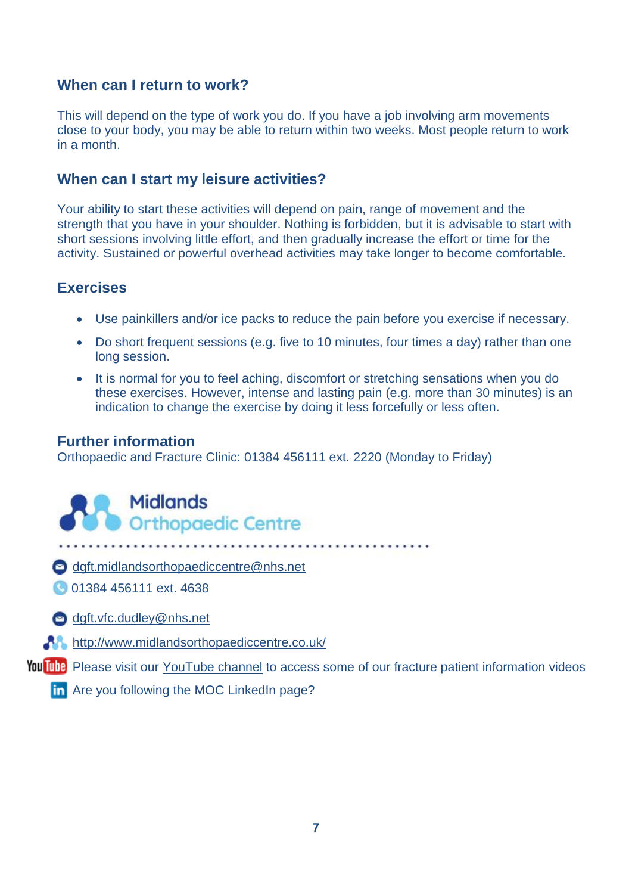## When can I return to work?

This will depend on the type of work you do. If you have a job involving arm movements close to your body, you may be able to return within two weeks. Most people return to work in a month.

## When can I start my leisure activities?

Your ability to start these activities will depend on pain, range of movement and the strength that you have in your shoulder. Nothing is forbidden, but it is advisable to start with short sessions involving little effort, and then gradually increase the effort or time for the activity. Sustained or powerful overhead activities may take longer to become comfortable.

## Exercises

- Use painkillers and/or ice packs to reduce the pain before you exercise if necessary.
- Do short frequent sessions (e.g. five to 10 minutes, four times a day) rather than one long session.
- It is normal for you to feel aching, discomfort or stretching sensations when you do these exercises. However, intense and lasting pain (e.g. more than 30 minutes) is an indication to change the exercise by doing it less forcefully or less often.

## Further information

Orthopaedic and Fracture Clinic: 01384 456111 ext. 2220 (Monday to Friday)

Midlands Orthopaedic Centre

dgft.midlandsorthopaediccentre@nhs.net

01384 456111 ext. 4638

dgft.vfc.dudley@nhs.net

http://www.midlandsorthopaediccentre.co.uk/

Please visit our YouTube channel to access some of our fracture patient information videos

Are you following the MOC LinkedIn page?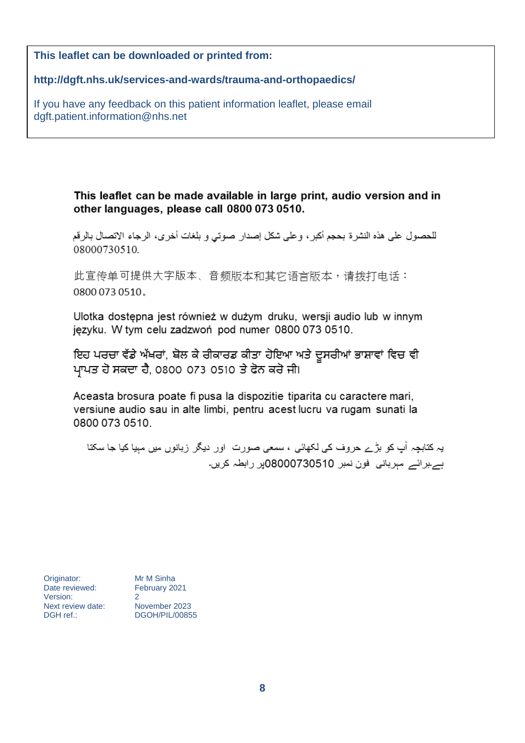**This leaflet can be downloaded or printed from:**

**http://dgft.nhs.uk/services-and-wards/trauma-and-orthopaedics/**

If you have any feedback on this patient information leaflet, please email dgft.patient.information@nhs.net

**This leaflet can be made available in large print, audio version and in other languages, please call 0800 073 0510.**

للحصول على هذه النشرة بحجم أكبر، وعلى شكل إصدار صوتي و بلغات أخرى، الرجاء الاتصال بالرقم 08000730510.

此宣传单可提供大字版本、音频版本和其它语言版本，请拨打电话：0800 073 0510。

Ulotka dostępna jest również w dużym druku, wersji audio lub w innym języku. W tym celu zadzwoń pod numer 0800 073 0510.

ਇਹ ਪਰਚਾ ਵੱਡੇ ਅੱਖਰਾਂ, ਬੋਲ ਕੇ ਰੀਕਾਰਡ ਕੀਤਾ ਹੋਇਆ ਅਤੇ ਦੂਸਰੀਆਂ ਭਾਸ਼ਾਵਾਂ ਵਿਚ ਵੀ ਪ੍ਰਾਪਤ ਹੋ ਸਕਦਾ ਹੈ, 0800 073 0510 ਤੇ ਫੋਨ ਕਰੋ ਜੀ।

Aceasta brosura poate fi pusa la dispozitie tiparita cu caractere mari, versiune audio sau in alte limbi, pentru acest lucru va rugam sunati la 0800 073 0510.

یہ کتابچہ آپ کو بڑے حروف کی لکھائی ، سمعی صورت اور دیگر زبانوں میں مہیا کیا جا سکتا ہےبرائے مہربانی فون نمبر 08000730510پر رابطہ کریں۔

| | |
|---|---|
| Originator: | Mr M Sinha |
| Date reviewed: | February 2021 |
| Version: | 2 |
| Next review date: | November 2023 |
| DGH ref.: | DGOH/PIL/00855 |